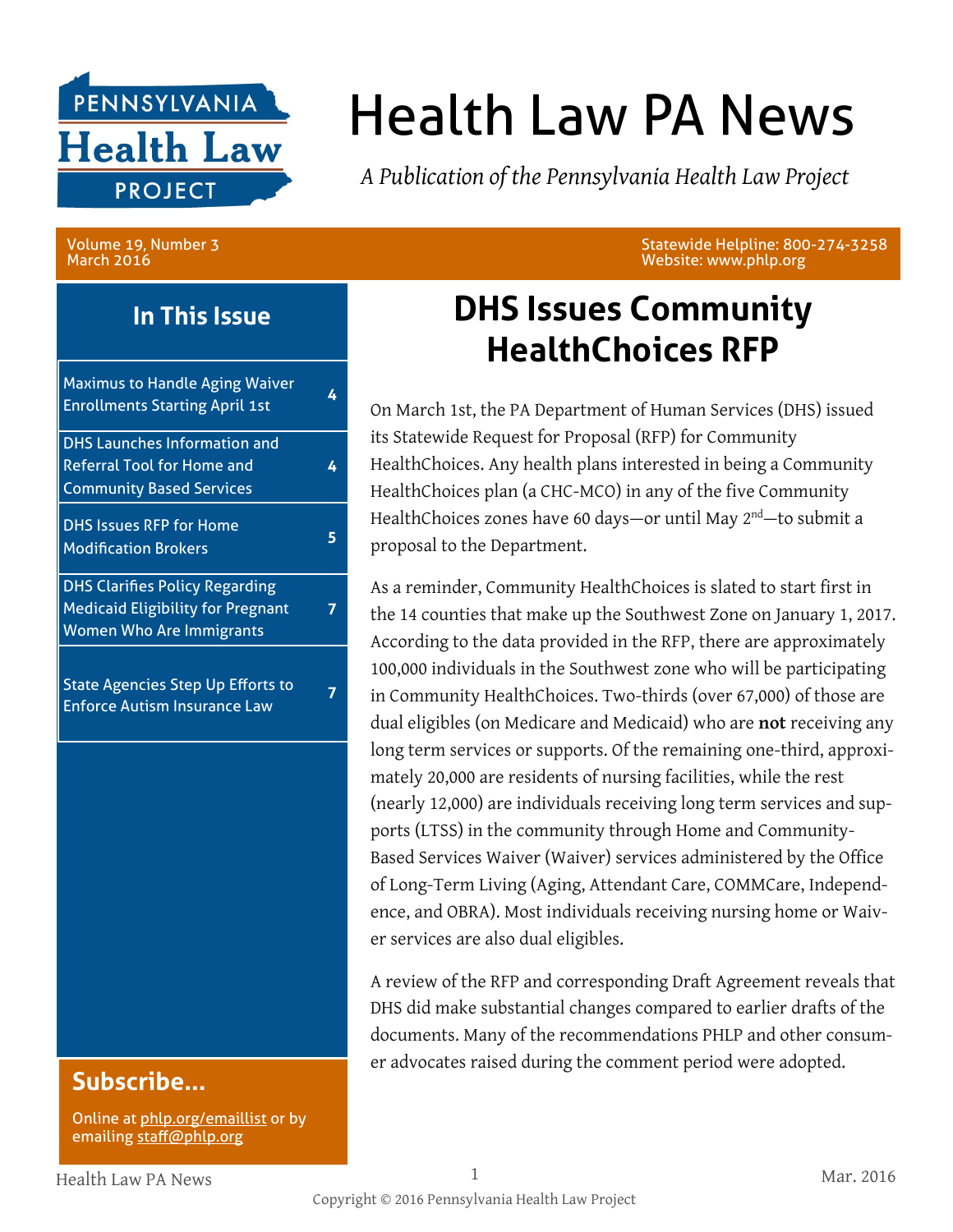# Health Law PA News

*A Publication of the Pennsylvania Health Law Project*

Volume 19, Number 3
March 2016

Statewide Helpline: 800-274-3258
Website: www.phlp.org

## In This Issue

| | |
|---|---|
| Maximus to Handle Aging Waiver Enrollments Starting April 1st | 4 |
| DHS Launches Information and Referral Tool for Home and Community Based Services | 4 |
| DHS Issues RFP for Home Modification Brokers | 5 |
| DHS Clarifies Policy Regarding Medicaid Eligibility for Pregnant Women Who Are Immigrants | 7 |
| State Agencies Step Up Efforts to Enforce Autism Insurance Law | 7 |

## Subscribe...

Online at phlp.org/emaillist or by emailing staff@phlp.org

# DHS Issues Community HealthChoices RFP

On March 1st, the PA Department of Human Services (DHS) issued its Statewide Request for Proposal (RFP) for Community HealthChoices. Any health plans interested in being a Community HealthChoices plan (a CHC-MCO) in any of the five Community HealthChoices zones have 60 days—or until May 2nd—to submit a proposal to the Department.

As a reminder, Community HealthChoices is slated to start first in the 14 counties that make up the Southwest Zone on January 1, 2017. According to the data provided in the RFP, there are approximately 100,000 individuals in the Southwest zone who will be participating in Community HealthChoices. Two-thirds (over 67,000) of those are dual eligibles (on Medicare and Medicaid) who are **not** receiving any long term services or supports. Of the remaining one-third, approximately 20,000 are residents of nursing facilities, while the rest (nearly 12,000) are individuals receiving long term services and supports (LTSS) in the community through Home and Community-Based Services Waiver (Waiver) services administered by the Office of Long-Term Living (Aging, Attendant Care, COMMCare, Independence, and OBRA). Most individuals receiving nursing home or Waiver services are also dual eligibles.

A review of the RFP and corresponding Draft Agreement reveals that DHS did make substantial changes compared to earlier drafts of the documents. Many of the recommendations PHLP and other consumer advocates raised during the comment period were adopted.

Copyright © 2016 Pennsylvania Health Law Project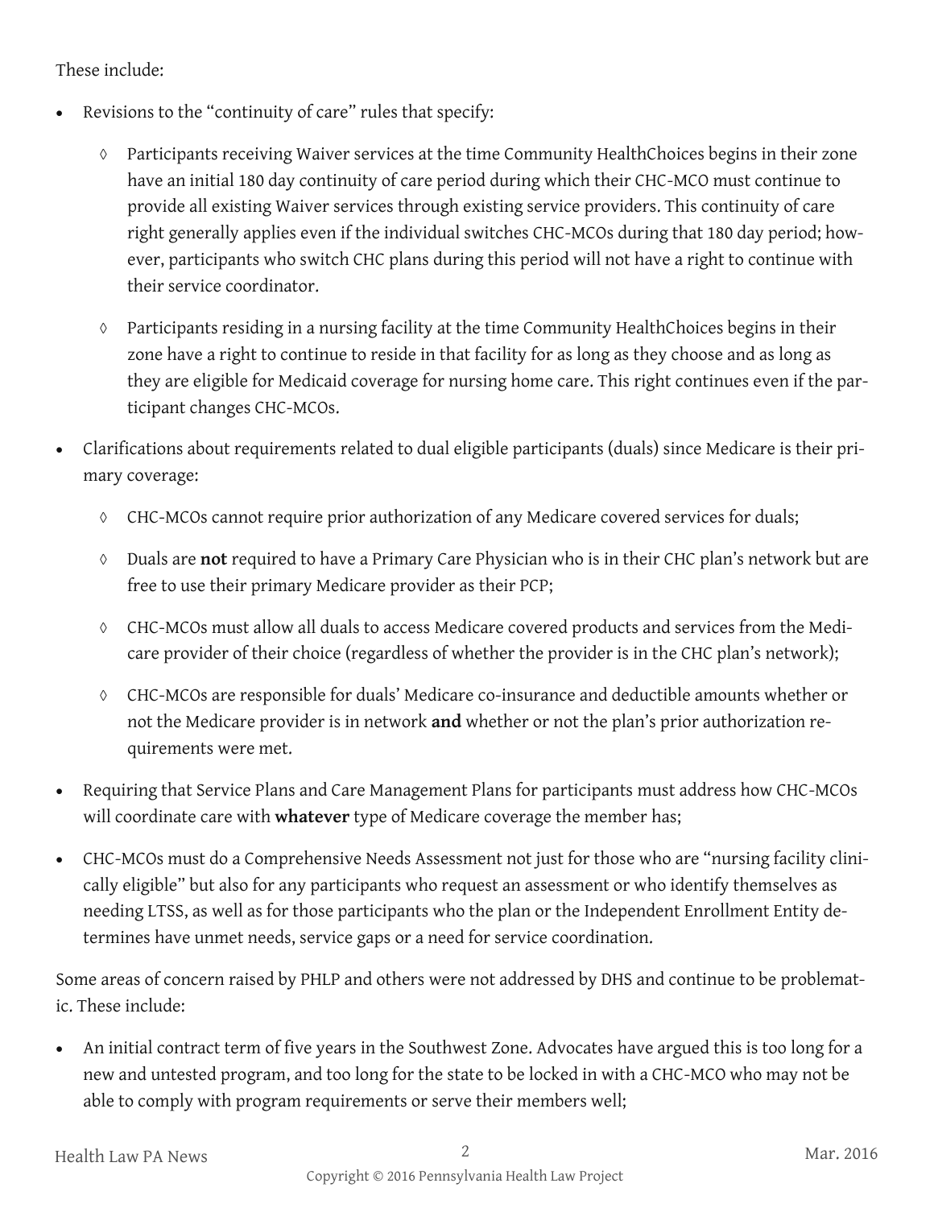These include:

- Revisions to the "continuity of care" rules that specify:
    - ◊ Participants receiving Waiver services at the time Community HealthChoices begins in their zone have an initial 180 day continuity of care period during which their CHC-MCO must continue to provide all existing Waiver services through existing service providers. This continuity of care right generally applies even if the individual switches CHC-MCOs during that 180 day period; however, participants who switch CHC plans during this period will not have a right to continue with their service coordinator.
    - ◊ Participants residing in a nursing facility at the time Community HealthChoices begins in their zone have a right to continue to reside in that facility for as long as they choose and as long as they are eligible for Medicaid coverage for nursing home care. This right continues even if the participant changes CHC-MCOs.
- Clarifications about requirements related to dual eligible participants (duals) since Medicare is their primary coverage:
    - ◊ CHC-MCOs cannot require prior authorization of any Medicare covered services for duals;
    - ◊ Duals are **not** required to have a Primary Care Physician who is in their CHC plan's network but are free to use their primary Medicare provider as their PCP;
    - ◊ CHC-MCOs must allow all duals to access Medicare covered products and services from the Medicare provider of their choice (regardless of whether the provider is in the CHC plan's network);
    - ◊ CHC-MCOs are responsible for duals' Medicare co-insurance and deductible amounts whether or not the Medicare provider is in network **and** whether or not the plan's prior authorization requirements were met.
- Requiring that Service Plans and Care Management Plans for participants must address how CHC-MCOs will coordinate care with **whatever** type of Medicare coverage the member has;
- CHC-MCOs must do a Comprehensive Needs Assessment not just for those who are "nursing facility clinically eligible" but also for any participants who request an assessment or who identify themselves as needing LTSS, as well as for those participants who the plan or the Independent Enrollment Entity determines have unmet needs, service gaps or a need for service coordination.

Some areas of concern raised by PHLP and others were not addressed by DHS and continue to be problematic. These include:

- An initial contract term of five years in the Southwest Zone. Advocates have argued this is too long for a new and untested program, and too long for the state to be locked in with a CHC-MCO who may not be able to comply with program requirements or serve their members well;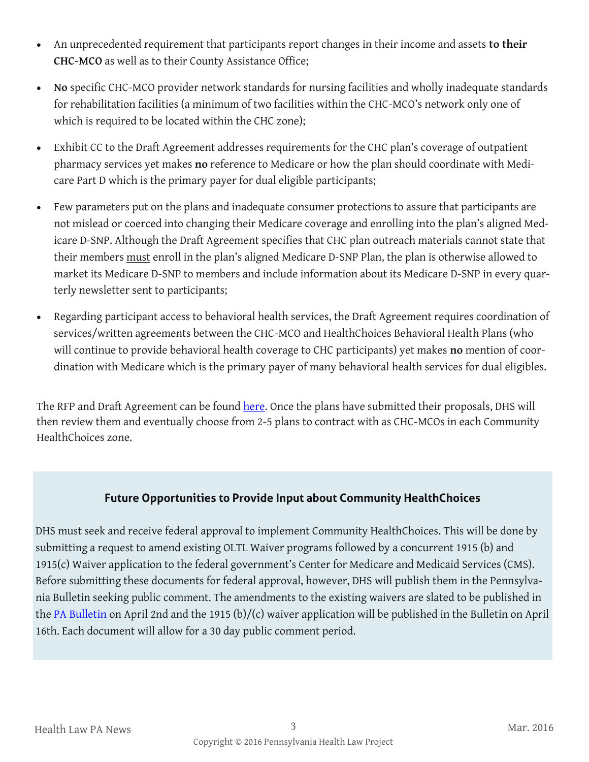- An unprecedented requirement that participants report changes in their income and assets **to their CHC-MCO** as well as to their County Assistance Office;
- **No** specific CHC-MCO provider network standards for nursing facilities and wholly inadequate standards for rehabilitation facilities (a minimum of two facilities within the CHC-MCO's network only one of which is required to be located within the CHC zone);
- Exhibit CC to the Draft Agreement addresses requirements for the CHC plan's coverage of outpatient pharmacy services yet makes **no** reference to Medicare or how the plan should coordinate with Medicare Part D which is the primary payer for dual eligible participants;
- Few parameters put on the plans and inadequate consumer protections to assure that participants are not mislead or coerced into changing their Medicare coverage and enrolling into the plan's aligned Medicare D-SNP. Although the Draft Agreement specifies that CHC plan outreach materials cannot state that their members must enroll in the plan's aligned Medicare D-SNP Plan, the plan is otherwise allowed to market its Medicare D-SNP to members and include information about its Medicare D-SNP in every quarterly newsletter sent to participants;
- Regarding participant access to behavioral health services, the Draft Agreement requires coordination of services/written agreements between the CHC-MCO and HealthChoices Behavioral Health Plans (who will continue to provide behavioral health coverage to CHC participants) yet makes **no** mention of coordination with Medicare which is the primary payer of many behavioral health services for dual eligibles.

The RFP and Draft Agreement can be found here. Once the plans have submitted their proposals, DHS will then review them and eventually choose from 2-5 plans to contract with as CHC-MCOs in each Community HealthChoices zone.

## Future Opportunities to Provide Input about Community HealthChoices

DHS must seek and receive federal approval to implement Community HealthChoices. This will be done by submitting a request to amend existing OLTL Waiver programs followed by a concurrent 1915 (b) and 1915(c) Waiver application to the federal government's Center for Medicare and Medicaid Services (CMS). Before submitting these documents for federal approval, however, DHS will publish them in the Pennsylvania Bulletin seeking public comment. The amendments to the existing waivers are slated to be published in the PA Bulletin on April 2nd and the 1915 (b)/(c) waiver application will be published in the Bulletin on April 16th. Each document will allow for a 30 day public comment period.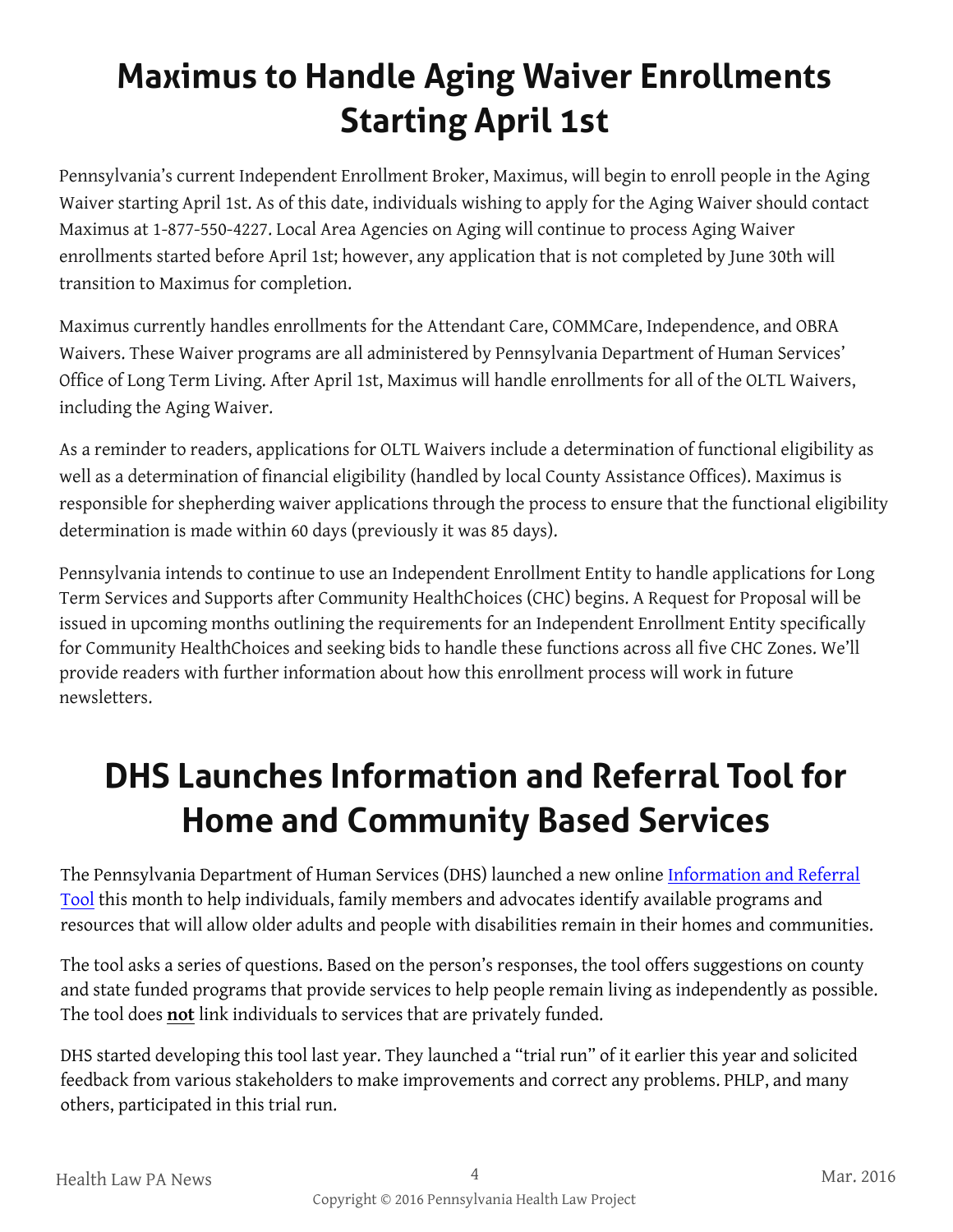# Maximus to Handle Aging Waiver Enrollments Starting April 1st

Pennsylvania's current Independent Enrollment Broker, Maximus, will begin to enroll people in the Aging Waiver starting April 1st. As of this date, individuals wishing to apply for the Aging Waiver should contact Maximus at 1-877-550-4227. Local Area Agencies on Aging will continue to process Aging Waiver enrollments started before April 1st; however, any application that is not completed by June 30th will transition to Maximus for completion.

Maximus currently handles enrollments for the Attendant Care, COMMCare, Independence, and OBRA Waivers. These Waiver programs are all administered by Pennsylvania Department of Human Services' Office of Long Term Living. After April 1st, Maximus will handle enrollments for all of the OLTL Waivers, including the Aging Waiver.

As a reminder to readers, applications for OLTL Waivers include a determination of functional eligibility as well as a determination of financial eligibility (handled by local County Assistance Offices). Maximus is responsible for shepherding waiver applications through the process to ensure that the functional eligibility determination is made within 60 days (previously it was 85 days).

Pennsylvania intends to continue to use an Independent Enrollment Entity to handle applications for Long Term Services and Supports after Community HealthChoices (CHC) begins. A Request for Proposal will be issued in upcoming months outlining the requirements for an Independent Enrollment Entity specifically for Community HealthChoices and seeking bids to handle these functions across all five CHC Zones. We'll provide readers with further information about how this enrollment process will work in future newsletters.

# DHS Launches Information and Referral Tool for Home and Community Based Services

The Pennsylvania Department of Human Services (DHS) launched a new online Information and Referral Tool this month to help individuals, family members and advocates identify available programs and resources that will allow older adults and people with disabilities remain in their homes and communities.

The tool asks a series of questions. Based on the person's responses, the tool offers suggestions on county and state funded programs that provide services to help people remain living as independently as possible. The tool does **not** link individuals to services that are privately funded.

DHS started developing this tool last year. They launched a "trial run" of it earlier this year and solicited feedback from various stakeholders to make improvements and correct any problems. PHLP, and many others, participated in this trial run.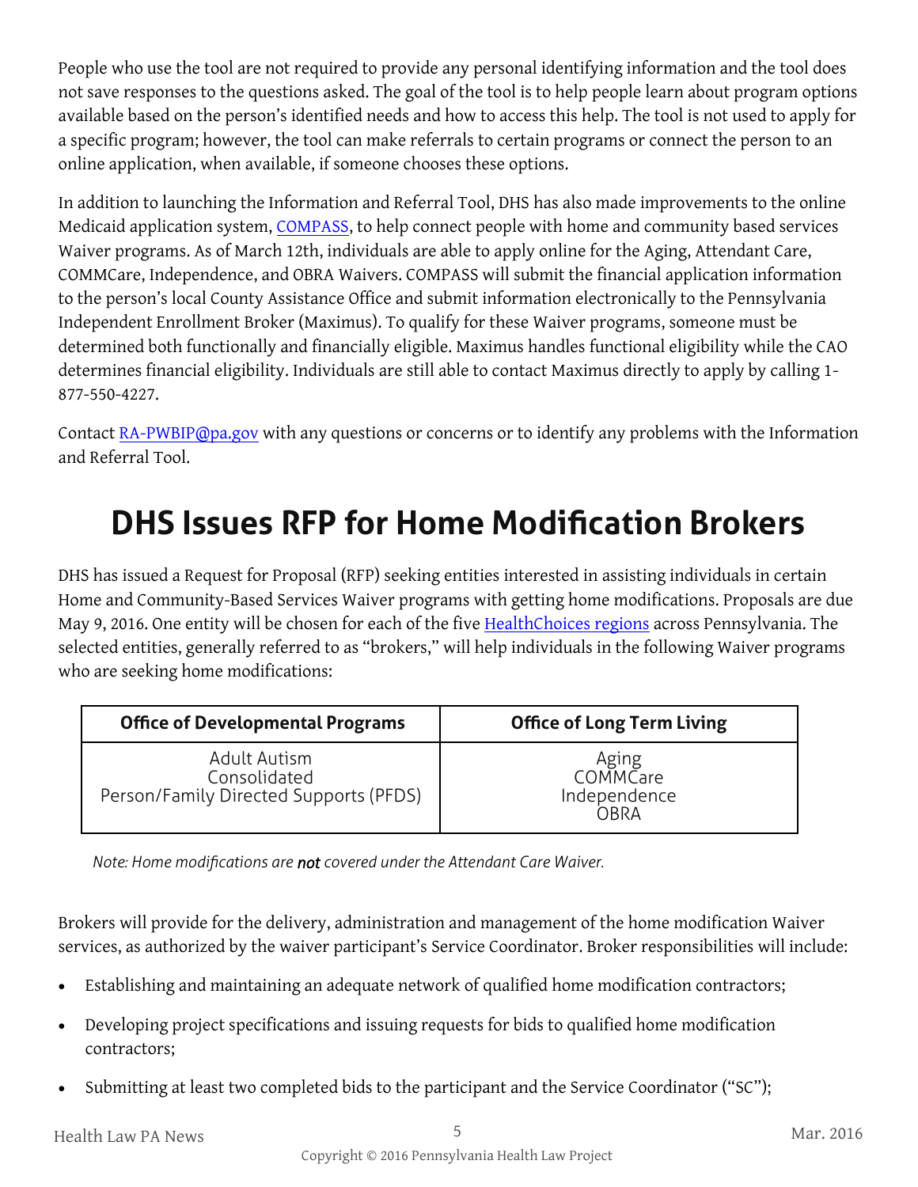People who use the tool are not required to provide any personal identifying information and the tool does not save responses to the questions asked. The goal of the tool is to help people learn about program options available based on the person's identified needs and how to access this help. The tool is not used to apply for a specific program; however, the tool can make referrals to certain programs or connect the person to an online application, when available, if someone chooses these options.

In addition to launching the Information and Referral Tool, DHS has also made improvements to the online Medicaid application system, [COMPASS](), to help connect people with home and community based services Waiver programs. As of March 12th, individuals are able to apply online for the Aging, Attendant Care, COMMCare, Independence, and OBRA Waivers. COMPASS will submit the financial application information to the person's local County Assistance Office and submit information electronically to the Pennsylvania Independent Enrollment Broker (Maximus). To qualify for these Waiver programs, someone must be determined both functionally and financially eligible. Maximus handles functional eligibility while the CAO determines financial eligibility. Individuals are still able to contact Maximus directly to apply by calling 1-877-550-4227.

Contact [RA-PWBIP@pa.gov]() with any questions or concerns or to identify any problems with the Information and Referral Tool.

# DHS Issues RFP for Home Modification Brokers

DHS has issued a Request for Proposal (RFP) seeking entities interested in assisting individuals in certain Home and Community-Based Services Waiver programs with getting home modifications. Proposals are due May 9, 2016. One entity will be chosen for each of the five [HealthChoices regions]() across Pennsylvania. The selected entities, generally referred to as "brokers," will help individuals in the following Waiver programs who are seeking home modifications:

| Office of Developmental Programs | Office of Long Term Living |
|---|---|
| Adult Autism<br>Consolidated<br>Person/Family Directed Supports (PFDS) | Aging<br>COMMCare<br>Independence<br>OBRA |

*Note: Home modifications are **not** covered under the Attendant Care Waiver.*

Brokers will provide for the delivery, administration and management of the home modification Waiver services, as authorized by the waiver participant's Service Coordinator. Broker responsibilities will include:

- Establishing and maintaining an adequate network of qualified home modification contractors;
- Developing project specifications and issuing requests for bids to qualified home modification contractors;
- Submitting at least two completed bids to the participant and the Service Coordinator ("SC");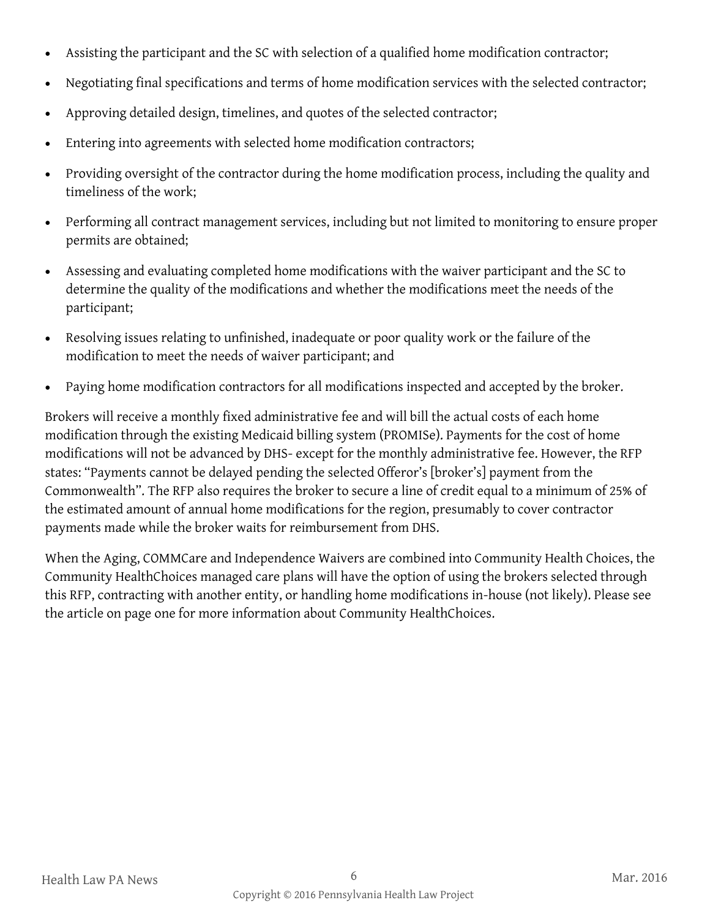- Assisting the participant and the SC with selection of a qualified home modification contractor;
- Negotiating final specifications and terms of home modification services with the selected contractor;
- Approving detailed design, timelines, and quotes of the selected contractor;
- Entering into agreements with selected home modification contractors;
- Providing oversight of the contractor during the home modification process, including the quality and timeliness of the work;
- Performing all contract management services, including but not limited to monitoring to ensure proper permits are obtained;
- Assessing and evaluating completed home modifications with the waiver participant and the SC to determine the quality of the modifications and whether the modifications meet the needs of the participant;
- Resolving issues relating to unfinished, inadequate or poor quality work or the failure of the modification to meet the needs of waiver participant; and
- Paying home modification contractors for all modifications inspected and accepted by the broker.

Brokers will receive a monthly fixed administrative fee and will bill the actual costs of each home modification through the existing Medicaid billing system (PROMISe). Payments for the cost of home modifications will not be advanced by DHS- except for the monthly administrative fee. However, the RFP states: "Payments cannot be delayed pending the selected Offeror's [broker's] payment from the Commonwealth". The RFP also requires the broker to secure a line of credit equal to a minimum of 25% of the estimated amount of annual home modifications for the region, presumably to cover contractor payments made while the broker waits for reimbursement from DHS.

When the Aging, COMMCare and Independence Waivers are combined into Community Health Choices, the Community HealthChoices managed care plans will have the option of using the brokers selected through this RFP, contracting with another entity, or handling home modifications in-house (not likely). Please see the article on page one for more information about Community HealthChoices.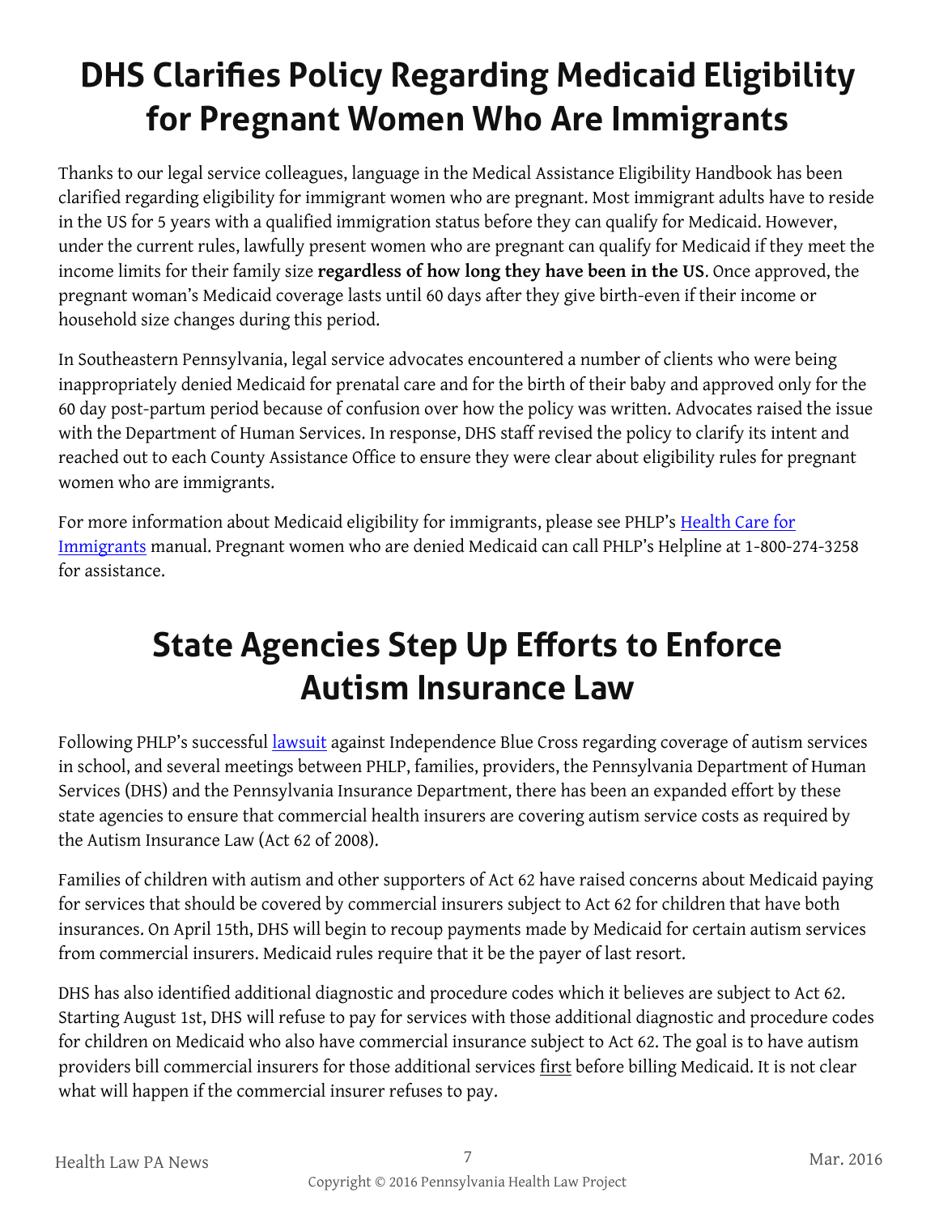# DHS Clarifies Policy Regarding Medicaid Eligibility for Pregnant Women Who Are Immigrants

Thanks to our legal service colleagues, language in the Medical Assistance Eligibility Handbook has been clarified regarding eligibility for immigrant women who are pregnant. Most immigrant adults have to reside in the US for 5 years with a qualified immigration status before they can qualify for Medicaid. However, under the current rules, lawfully present women who are pregnant can qualify for Medicaid if they meet the income limits for their family size **regardless of how long they have been in the US**. Once approved, the pregnant woman's Medicaid coverage lasts until 60 days after they give birth-even if their income or household size changes during this period.

In Southeastern Pennsylvania, legal service advocates encountered a number of clients who were being inappropriately denied Medicaid for prenatal care and for the birth of their baby and approved only for the 60 day post-partum period because of confusion over how the policy was written. Advocates raised the issue with the Department of Human Services. In response, DHS staff revised the policy to clarify its intent and reached out to each County Assistance Office to ensure they were clear about eligibility rules for pregnant women who are immigrants.

For more information about Medicaid eligibility for immigrants, please see PHLP's Health Care for Immigrants manual. Pregnant women who are denied Medicaid can call PHLP's Helpline at 1-800-274-3258 for assistance.

# State Agencies Step Up Efforts to Enforce Autism Insurance Law

Following PHLP's successful lawsuit against Independence Blue Cross regarding coverage of autism services in school, and several meetings between PHLP, families, providers, the Pennsylvania Department of Human Services (DHS) and the Pennsylvania Insurance Department, there has been an expanded effort by these state agencies to ensure that commercial health insurers are covering autism service costs as required by the Autism Insurance Law (Act 62 of 2008).

Families of children with autism and other supporters of Act 62 have raised concerns about Medicaid paying for services that should be covered by commercial insurers subject to Act 62 for children that have both insurances. On April 15th, DHS will begin to recoup payments made by Medicaid for certain autism services from commercial insurers. Medicaid rules require that it be the payer of last resort.

DHS has also identified additional diagnostic and procedure codes which it believes are subject to Act 62. Starting August 1st, DHS will refuse to pay for services with those additional diagnostic and procedure codes for children on Medicaid who also have commercial insurance subject to Act 62. The goal is to have autism providers bill commercial insurers for those additional services first before billing Medicaid. It is not clear what will happen if the commercial insurer refuses to pay.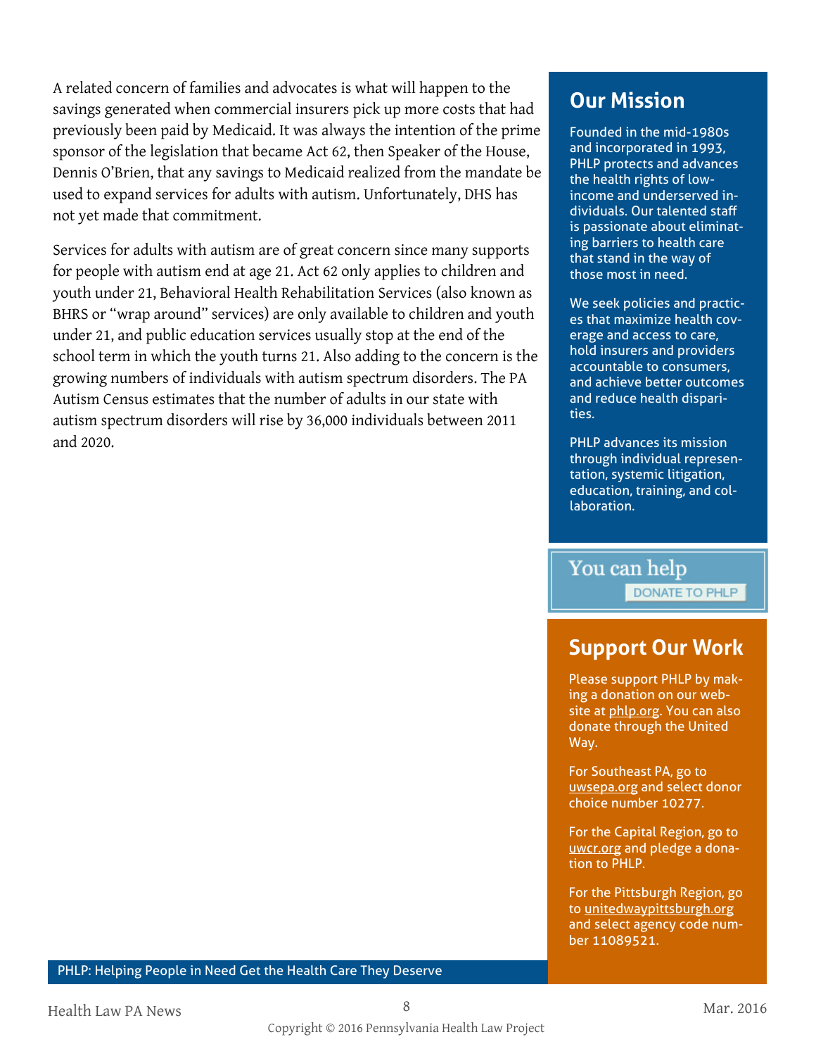A related concern of families and advocates is what will happen to the savings generated when commercial insurers pick up more costs that had previously been paid by Medicaid. It was always the intention of the prime sponsor of the legislation that became Act 62, then Speaker of the House, Dennis O'Brien, that any savings to Medicaid realized from the mandate be used to expand services for adults with autism. Unfortunately, DHS has not yet made that commitment.

Services for adults with autism are of great concern since many supports for people with autism end at age 21. Act 62 only applies to children and youth under 21, Behavioral Health Rehabilitation Services (also known as BHRS or "wrap around" services) are only available to children and youth under 21, and public education services usually stop at the end of the school term in which the youth turns 21. Also adding to the concern is the growing numbers of individuals with autism spectrum disorders. The PA Autism Census estimates that the number of adults in our state with autism spectrum disorders will rise by 36,000 individuals between 2011 and 2020.

## Our Mission

Founded in the mid-1980s and incorporated in 1993, PHLP protects and advances the health rights of low-income and underserved individuals. Our talented staff is passionate about eliminating barriers to health care that stand in the way of those most in need.

We seek policies and practices that maximize health coverage and access to care, hold insurers and providers accountable to consumers, and achieve better outcomes and reduce health disparities.

PHLP advances its mission through individual representation, systemic litigation, education, training, and collaboration.

You can help

DONATE TO PHLP

## Support Our Work

Please support PHLP by making a donation on our website at phlp.org. You can also donate through the United Way.

For Southeast PA, go to uwsepa.org and select donor choice number 10277.

For the Capital Region, go to uwcr.org and pledge a donation to PHLP.

For the Pittsburgh Region, go to unitedwaypittsburgh.org and select agency code number 11089521.

PHLP: Helping People in Need Get the Health Care They Deserve

Copyright © 2016 Pennsylvania Health Law Project